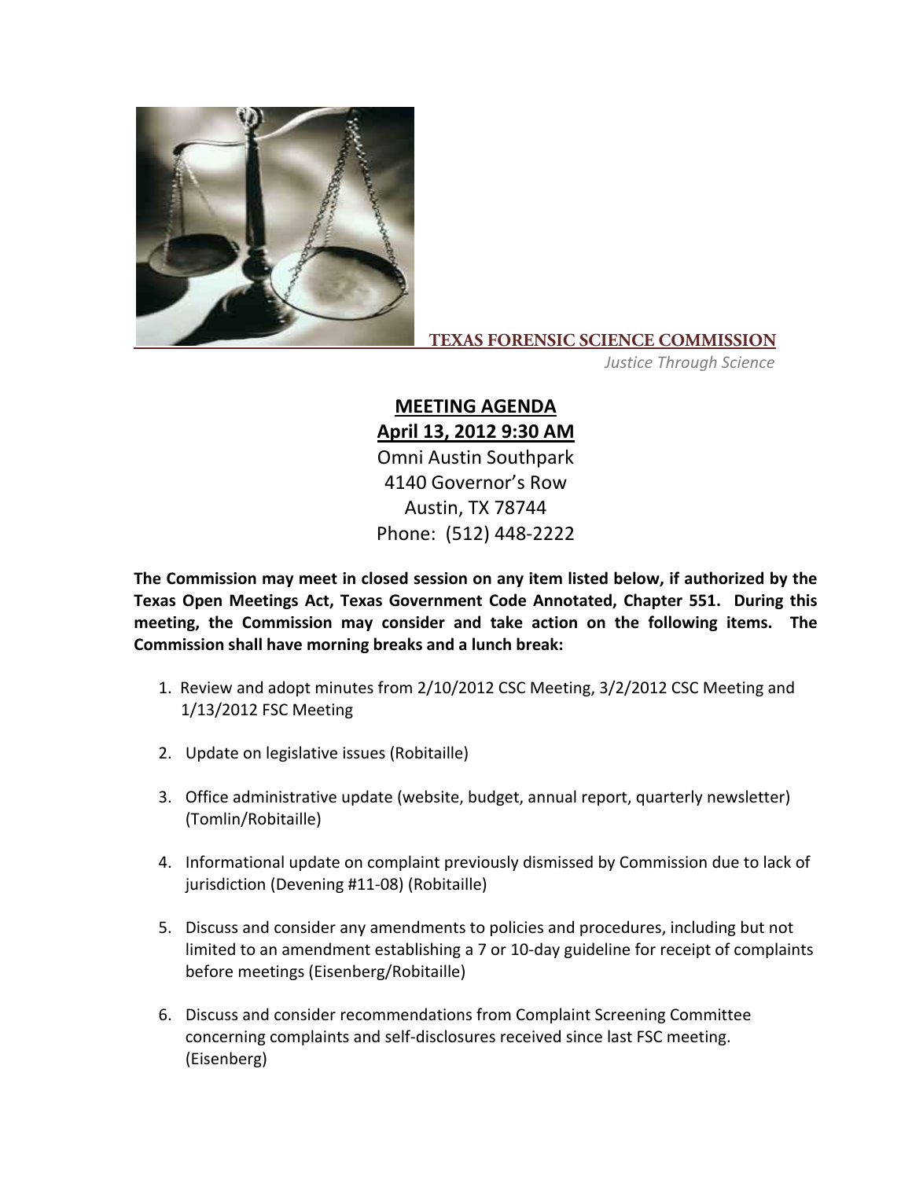**TEXAS FORENSIC SCIENCE COMMISSION**

*Justice Through Science*

# MEETING AGENDA

## April 13, 2012 9:30 AM

Omni Austin Southpark
4140 Governor's Row
Austin, TX 78744
Phone: (512) 448-2222

**The Commission may meet in closed session on any item listed below, if authorized by the Texas Open Meetings Act, Texas Government Code Annotated, Chapter 551. During this meeting, the Commission may consider and take action on the following items. The Commission shall have morning breaks and a lunch break:**

1. Review and adopt minutes from 2/10/2012 CSC Meeting, 3/2/2012 CSC Meeting and 1/13/2012 FSC Meeting
2. Update on legislative issues (Robitaille)
3. Office administrative update (website, budget, annual report, quarterly newsletter) (Tomlin/Robitaille)
4. Informational update on complaint previously dismissed by Commission due to lack of jurisdiction (Devening #11-08) (Robitaille)
5. Discuss and consider any amendments to policies and procedures, including but not limited to an amendment establishing a 7 or 10-day guideline for receipt of complaints before meetings (Eisenberg/Robitaille)
6. Discuss and consider recommendations from Complaint Screening Committee concerning complaints and self-disclosures received since last FSC meeting. (Eisenberg)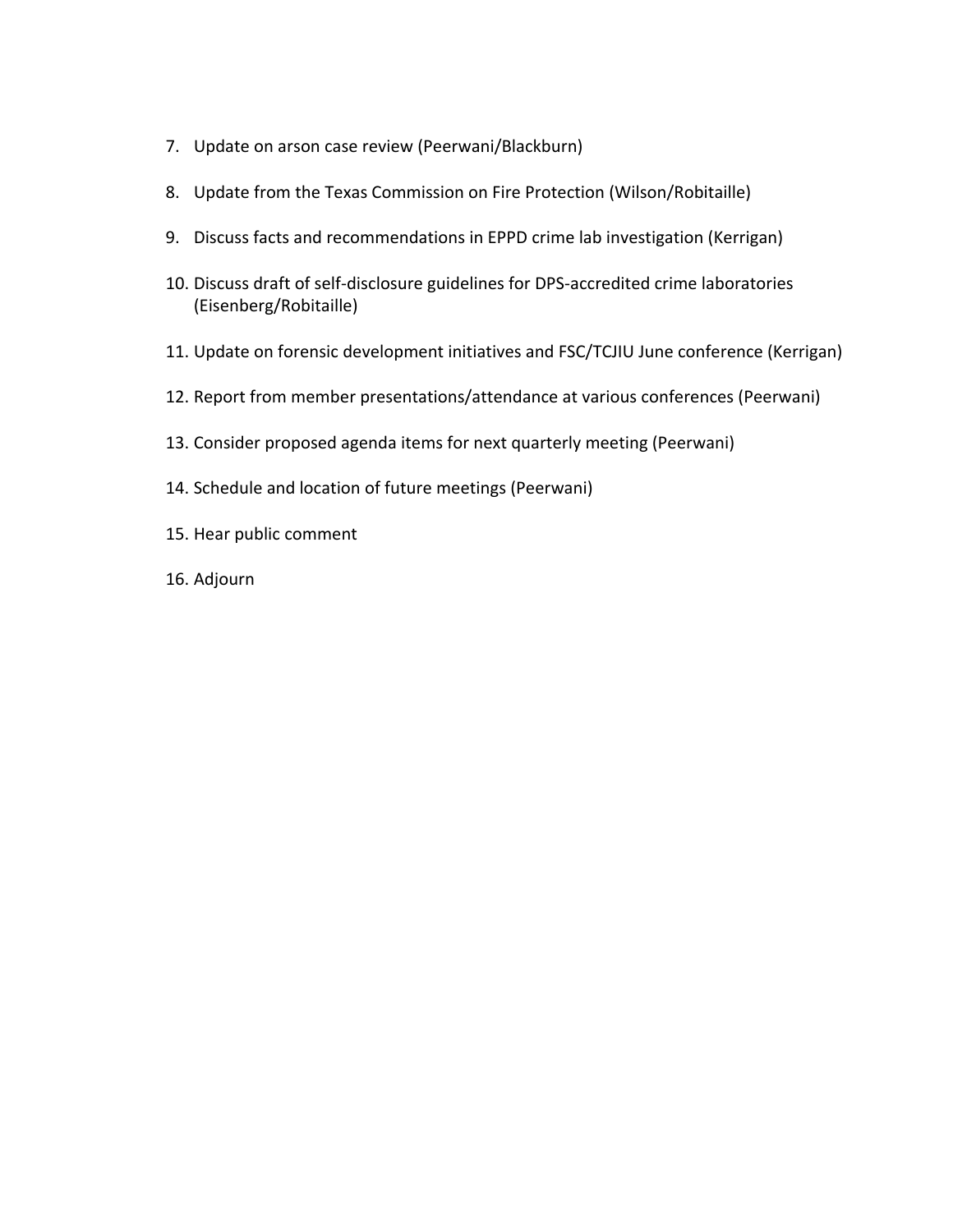7. Update on arson case review (Peerwani/Blackburn)

8. Update from the Texas Commission on Fire Protection (Wilson/Robitaille)

9. Discuss facts and recommendations in EPPD crime lab investigation (Kerrigan)

10. Discuss draft of self-disclosure guidelines for DPS-accredited crime laboratories (Eisenberg/Robitaille)

11. Update on forensic development initiatives and FSC/TCJIU June conference (Kerrigan)

12. Report from member presentations/attendance at various conferences (Peerwani)

13. Consider proposed agenda items for next quarterly meeting (Peerwani)

14. Schedule and location of future meetings (Peerwani)

15. Hear public comment

16. Adjourn